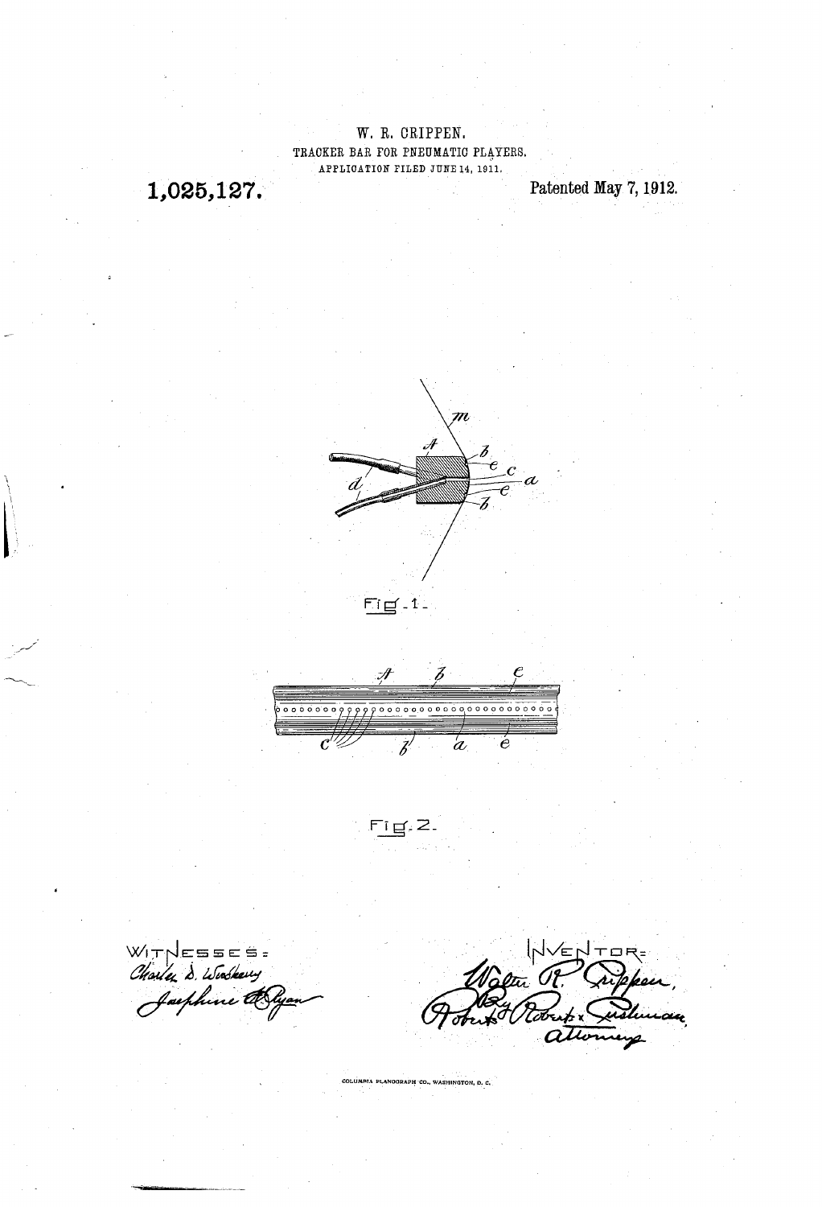W. R. CRIPPEN.

TRACKER BAR FOR PNEUMATIC PLAYERS.

APPLICATION FILED JUNE 14, 1911.

**1,025,127.**

Patented May 7, 1912.

Fig. 1.

Fig. 2.

WITNESSES:

Charles D. Woodberry

Josephine M. Ryan

INVENTOR:

Walter R. Crippen,

By Roberts Roberts & Cushman,

attorneys

COLUMBIA PLANOGRAPH CO., WASHINGTON, D. C.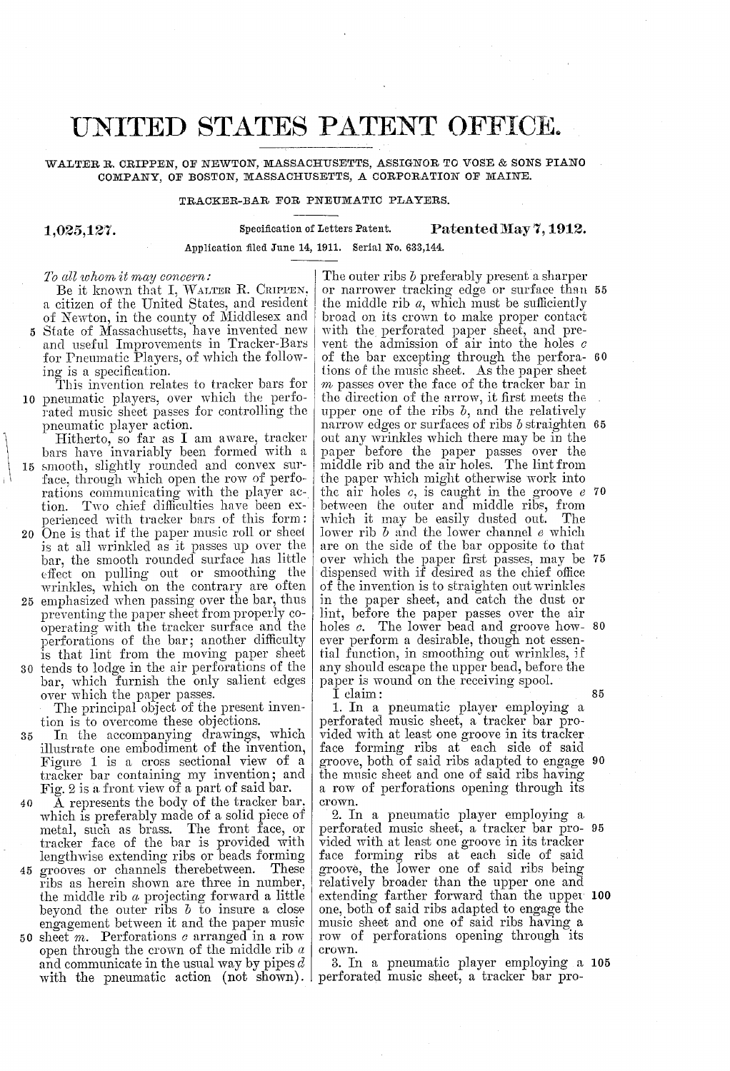# UNITED STATES PATENT OFFICE.

WALTER R. CRIPPEN, OF NEWTON, MASSACHUSETTS, ASSIGNOR TO VOSE & SONS PIANO COMPANY, OF BOSTON, MASSACHUSETTS, A CORPORATION OF MAINE.

## TRACKER-BAR FOR PNEUMATIC PLAYERS.

**1,025,127.** Specification of Letters Patent. **Patented May 7, 1912.**

Application filed June 14, 1911. Serial No. 633,144.

*To all whom it may concern:*

Be it known that I, WALTER R. CRIPPEN, a citizen of the United States, and resident of Newton, in the county of Middlesex and State of Massachusetts, have invented new and useful Improvements in Tracker-Bars for Pneumatic Players, of which the following is a specification.

This invention relates to tracker bars for pneumatic players, over which the perforated music sheet passes for controlling the pneumatic player action.

Hitherto, so far as I am aware, tracker bars have invariably been formed with a smooth, slightly rounded and convex surface, through which open the row of perforations communicating with the player action. Two chief difficulties have been experienced with tracker bars of this form: One is that if the paper music roll or sheet is at all wrinkled as it passes up over the bar, the smooth rounded surface has little effect on pulling out or smoothing the wrinkles, which on the contrary are often emphasized when passing over the bar, thus preventing the paper sheet from properly coöperating with the tracker surface and the perforations of the bar; another difficulty is that lint from the moving paper sheet tends to lodge in the air perforations of the bar, which furnish the only salient edges over which the paper passes.

The principal object of the present invention is to overcome these objections.

In the accompanying drawings, which illustrate one embodiment of the invention, Figure 1 is a cross sectional view of a tracker bar containing my invention; and Fig. 2 is a front view of a part of said bar.

A represents the body of the tracker bar, which is preferably made of a solid piece of metal, such as brass. The front face, or tracker face of the bar is provided with lengthwise extending ribs or beads forming grooves or channels therebetween. These ribs as herein shown are three in number, the middle rib *a* projecting forward a little beyond the outer ribs *b* to insure a close engagement between it and the paper music sheet *m*. Perforations *c* arranged in a row open through the crown of the middle rib *a* and communicate in the usual way by pipes *d* with the pneumatic action (not shown). The outer ribs *b* preferably present a sharper or narrower tracking edge or surface than the middle rib *a*, which must be sufficiently broad on its crown to make proper contact with the perforated paper sheet, and prevent the admission of air into the holes *c* of the bar excepting through the perforations of the music sheet. As the paper sheet *m* passes over the face of the tracker bar in the direction of the arrow, it first meets the upper one of the ribs *b*, and the relatively narrow edges or surfaces of ribs *b* straighten out any wrinkles which there may be in the paper before the paper passes over the middle rib and the air holes. The lint from the paper which might otherwise work into the air holes *c*, is caught in the groove *e* between the outer and middle ribs, from which it may be easily dusted out. The lower rib *b* and the lower channel *e* which are on the side of the bar opposite to that over which the paper first passes, may be dispensed with if desired as the chief office of the invention is to straighten out wrinkles in the paper sheet, and catch the dust or lint, before the paper passes over the air holes *c*. The lower bead and groove however perform a desirable, though not essential function, in smoothing out wrinkles, if any should escape the upper bead, before the paper is wound on the receiving spool.

I claim:

1. In a pneumatic player employing a perforated music sheet, a tracker bar provided with at least one groove in its tracker face forming ribs at each side of said groove, both of said ribs adapted to engage the music sheet and one of said ribs having a row of perforations opening through its crown.

2. In a pneumatic player employing a perforated music sheet, a tracker bar provided with at least one groove in its tracker face forming ribs at each side of said groove, the lower one of said ribs being relatively broader than the upper one and extending farther forward than the upper one, both of said ribs adapted to engage the music sheet and one of said ribs having a row of perforations opening through its crown.

3. In a pneumatic player employing a perforated music sheet, a tracker bar pro-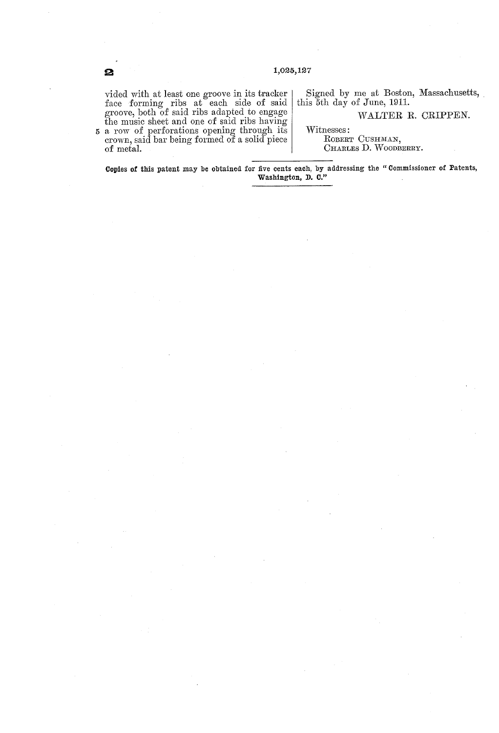vided with at least one groove in its tracker face forming ribs at each side of said groove, both of said ribs adapted to engage the music sheet and one of said ribs having a row of perforations opening through its crown, said bar being formed of a solid piece of metal.

Signed by me at Boston, Massachusetts, this 5th day of June, 1911.

WALTER R. CRIPPEN.

Witnesses:
ROBERT CUSHMAN,
CHARLES D. WOODBERRY.

---

**Copies of this patent may be obtained for five cents each, by addressing the "Commissioner of Patents, Washington, D. C."**